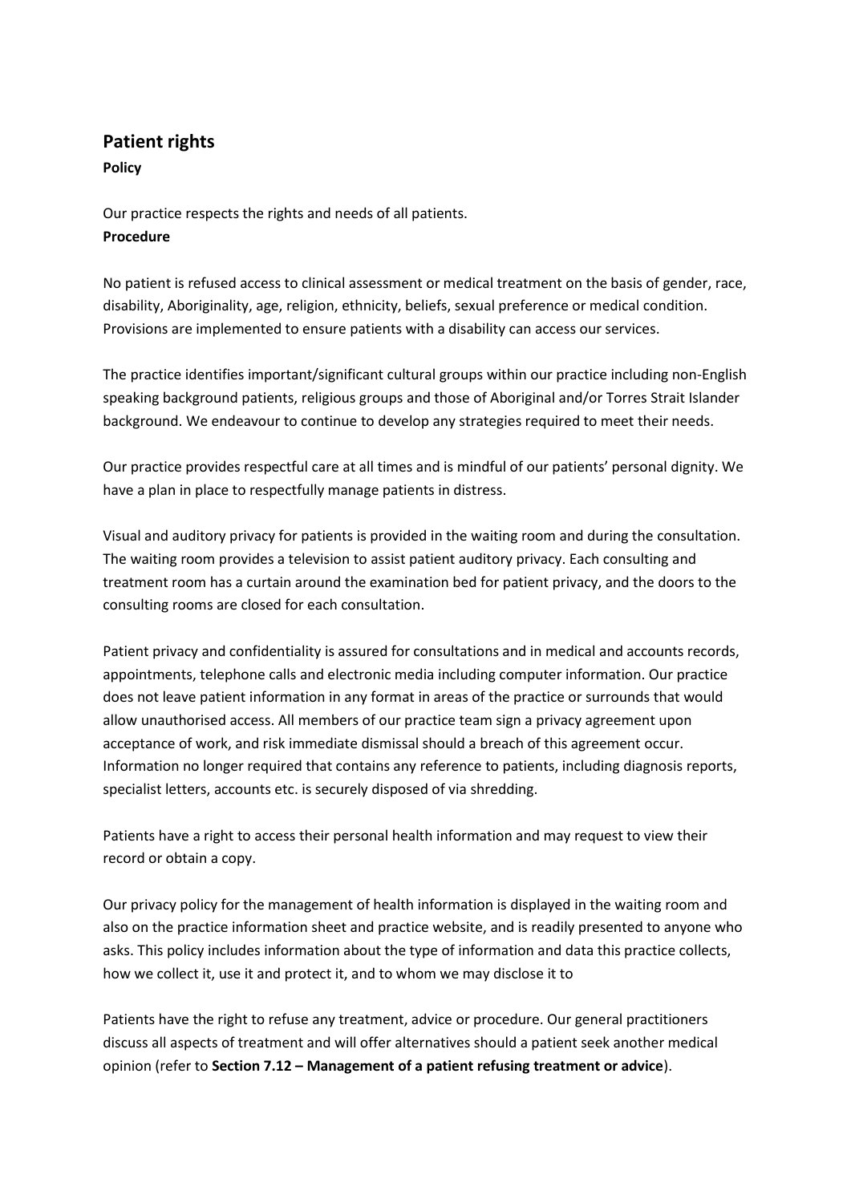## Patient rights

**Policy**

Our practice respects the rights and needs of all patients.

**Procedure**

No patient is refused access to clinical assessment or medical treatment on the basis of gender, race, disability, Aboriginality, age, religion, ethnicity, beliefs, sexual preference or medical condition. Provisions are implemented to ensure patients with a disability can access our services.

The practice identifies important/significant cultural groups within our practice including non-English speaking background patients, religious groups and those of Aboriginal and/or Torres Strait Islander background. We endeavour to continue to develop any strategies required to meet their needs.

Our practice provides respectful care at all times and is mindful of our patients' personal dignity. We have a plan in place to respectfully manage patients in distress.

Visual and auditory privacy for patients is provided in the waiting room and during the consultation. The waiting room provides a television to assist patient auditory privacy. Each consulting and treatment room has a curtain around the examination bed for patient privacy, and the doors to the consulting rooms are closed for each consultation.

Patient privacy and confidentiality is assured for consultations and in medical and accounts records, appointments, telephone calls and electronic media including computer information. Our practice does not leave patient information in any format in areas of the practice or surrounds that would allow unauthorised access. All members of our practice team sign a privacy agreement upon acceptance of work, and risk immediate dismissal should a breach of this agreement occur. Information no longer required that contains any reference to patients, including diagnosis reports, specialist letters, accounts etc. is securely disposed of via shredding.

Patients have a right to access their personal health information and may request to view their record or obtain a copy.

Our privacy policy for the management of health information is displayed in the waiting room and also on the practice information sheet and practice website, and is readily presented to anyone who asks. This policy includes information about the type of information and data this practice collects, how we collect it, use it and protect it, and to whom we may disclose it to

Patients have the right to refuse any treatment, advice or procedure. Our general practitioners discuss all aspects of treatment and will offer alternatives should a patient seek another medical opinion (refer to **Section 7.12 – Management of a patient refusing treatment or advice**).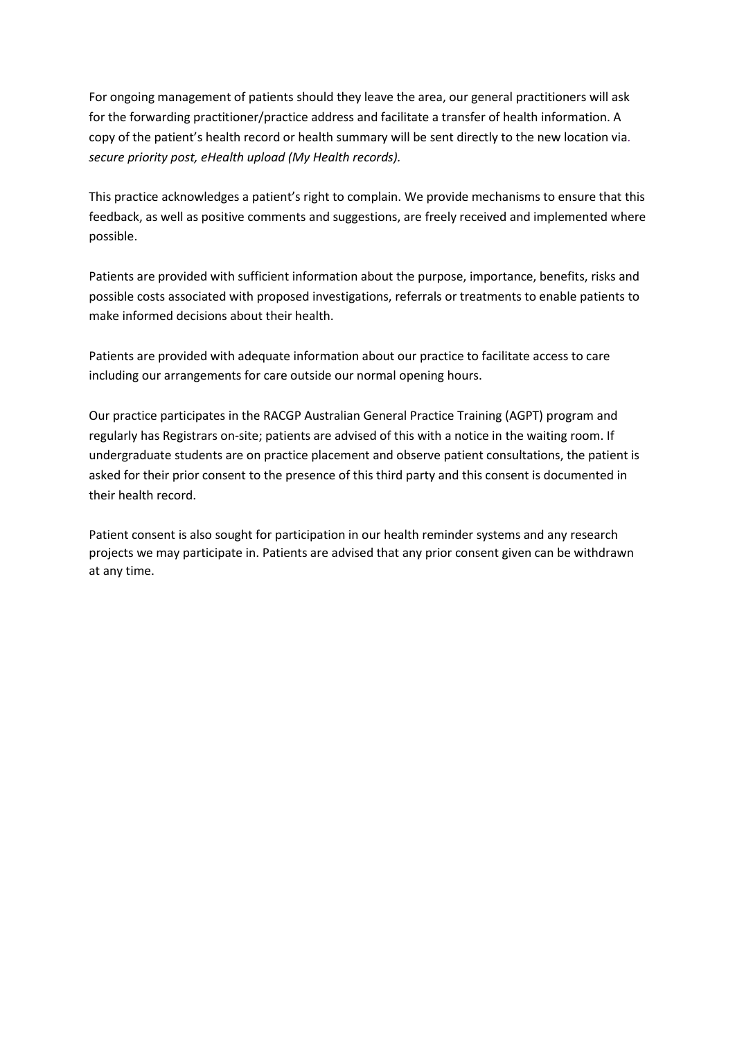For ongoing management of patients should they leave the area, our general practitioners will ask for the forwarding practitioner/practice address and facilitate a transfer of health information. A copy of the patient's health record or health summary will be sent directly to the new location via. *secure priority post, eHealth upload (My Health records).*

This practice acknowledges a patient's right to complain. We provide mechanisms to ensure that this feedback, as well as positive comments and suggestions, are freely received and implemented where possible.

Patients are provided with sufficient information about the purpose, importance, benefits, risks and possible costs associated with proposed investigations, referrals or treatments to enable patients to make informed decisions about their health.

Patients are provided with adequate information about our practice to facilitate access to care including our arrangements for care outside our normal opening hours.

Our practice participates in the RACGP Australian General Practice Training (AGPT) program and regularly has Registrars on-site; patients are advised of this with a notice in the waiting room. If undergraduate students are on practice placement and observe patient consultations, the patient is asked for their prior consent to the presence of this third party and this consent is documented in their health record.

Patient consent is also sought for participation in our health reminder systems and any research projects we may participate in. Patients are advised that any prior consent given can be withdrawn at any time.